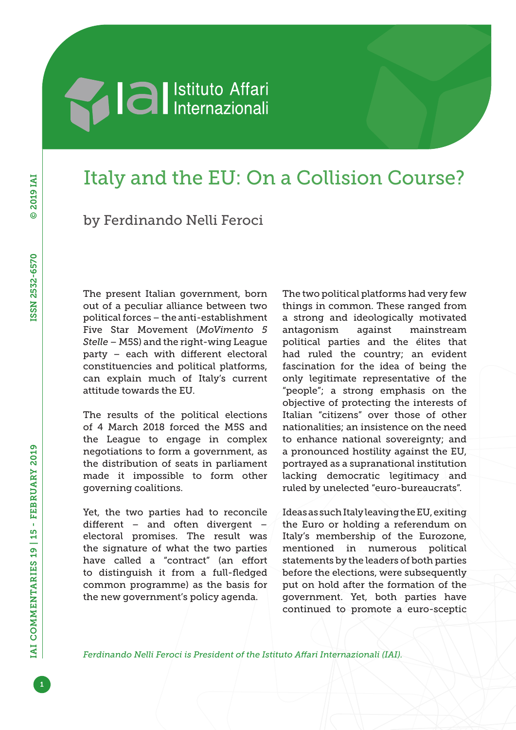# Italy and the EU: On a Collision Course?

by Ferdinando Nelli Feroci

The present Italian government, born out of a peculiar alliance between two political forces – the anti-establishment Five Star Movement (*MoVimento 5 Stelle* – M5S) and the right-wing League party – each with different electoral constituencies and political platforms, can explain much of Italy's current attitude towards the EU.

The results of the political elections of 4 March 2018 forced the M5S and the League to engage in complex negotiations to form a government, as the distribution of seats in parliament made it impossible to form other governing coalitions.

Yet, the two parties had to reconcile different – and often divergent – electoral promises. The result was the signature of what the two parties have called a "contract" (an effort to distinguish it from a full-fledged common programme) as the basis for the new government's policy agenda.

The two political platforms had very few things in common. These ranged from a strong and ideologically motivated antagonism against mainstream political parties and the élites that had ruled the country; an evident fascination for the idea of being the only legitimate representative of the "people"; a strong emphasis on the objective of protecting the interests of Italian "citizens" over those of other nationalities; an insistence on the need to enhance national sovereignty; and a pronounced hostility against the EU, portrayed as a supranational institution lacking democratic legitimacy and ruled by unelected "euro-bureaucrats".

Ideas as such Italy leaving the EU, exiting the Euro or holding a referendum on Italy's membership of the Eurozone, mentioned in numerous political statements by the leaders of both parties before the elections, were subsequently put on hold after the formation of the government. Yet, both parties have continued to promote a euro-sceptic

*Ferdinando Nelli Feroci is President of the Istituto Affari Internazionali (IAI).*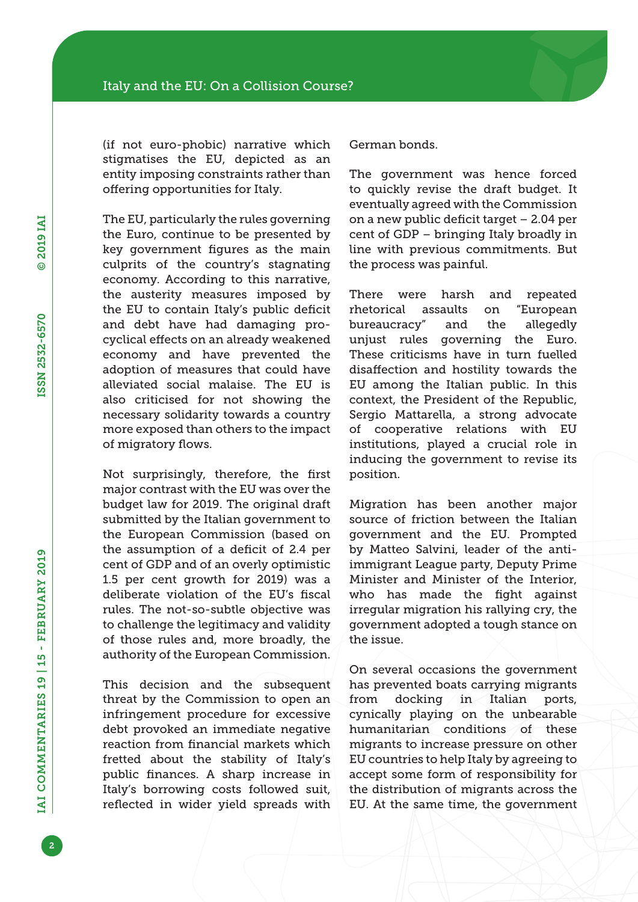(if not euro-phobic) narrative which stigmatises the EU, depicted as an entity imposing constraints rather than offering opportunities for Italy.

The EU, particularly the rules governing the Euro, continue to be presented by key government figures as the main culprits of the country's stagnating economy. According to this narrative, the austerity measures imposed by the EU to contain Italy's public deficit and debt have had damaging pro-cyclical effects on an already weakened economy and have prevented the adoption of measures that could have alleviated social malaise. The EU is also criticised for not showing the necessary solidarity towards a country more exposed than others to the impact of migratory flows.

Not surprisingly, therefore, the first major contrast with the EU was over the budget law for 2019. The original draft submitted by the Italian government to the European Commission (based on the assumption of a deficit of 2.4 per cent of GDP and of an overly optimistic 1.5 per cent growth for 2019) was a deliberate violation of the EU's fiscal rules. The not-so-subtle objective was to challenge the legitimacy and validity of those rules and, more broadly, the authority of the European Commission.

This decision and the subsequent threat by the Commission to open an infringement procedure for excessive debt provoked an immediate negative reaction from financial markets which fretted about the stability of Italy's public finances. A sharp increase in Italy's borrowing costs followed suit, reflected in wider yield spreads with German bonds.

The government was hence forced to quickly revise the draft budget. It eventually agreed with the Commission on a new public deficit target – 2.04 per cent of GDP – bringing Italy broadly in line with previous commitments. But the process was painful.

There were harsh and repeated rhetorical assaults on "European bureaucracy" and the allegedly unjust rules governing the Euro. These criticisms have in turn fuelled disaffection and hostility towards the EU among the Italian public. In this context, the President of the Republic, Sergio Mattarella, a strong advocate of cooperative relations with EU institutions, played a crucial role in inducing the government to revise its position.

Migration has been another major source of friction between the Italian government and the EU. Prompted by Matteo Salvini, leader of the anti-immigrant League party, Deputy Prime Minister and Minister of the Interior, who has made the fight against irregular migration his rallying cry, the government adopted a tough stance on the issue.

On several occasions the government has prevented boats carrying migrants from docking in Italian ports, cynically playing on the unbearable humanitarian conditions of these migrants to increase pressure on other EU countries to help Italy by agreeing to accept some form of responsibility for the distribution of migrants across the EU. At the same time, the government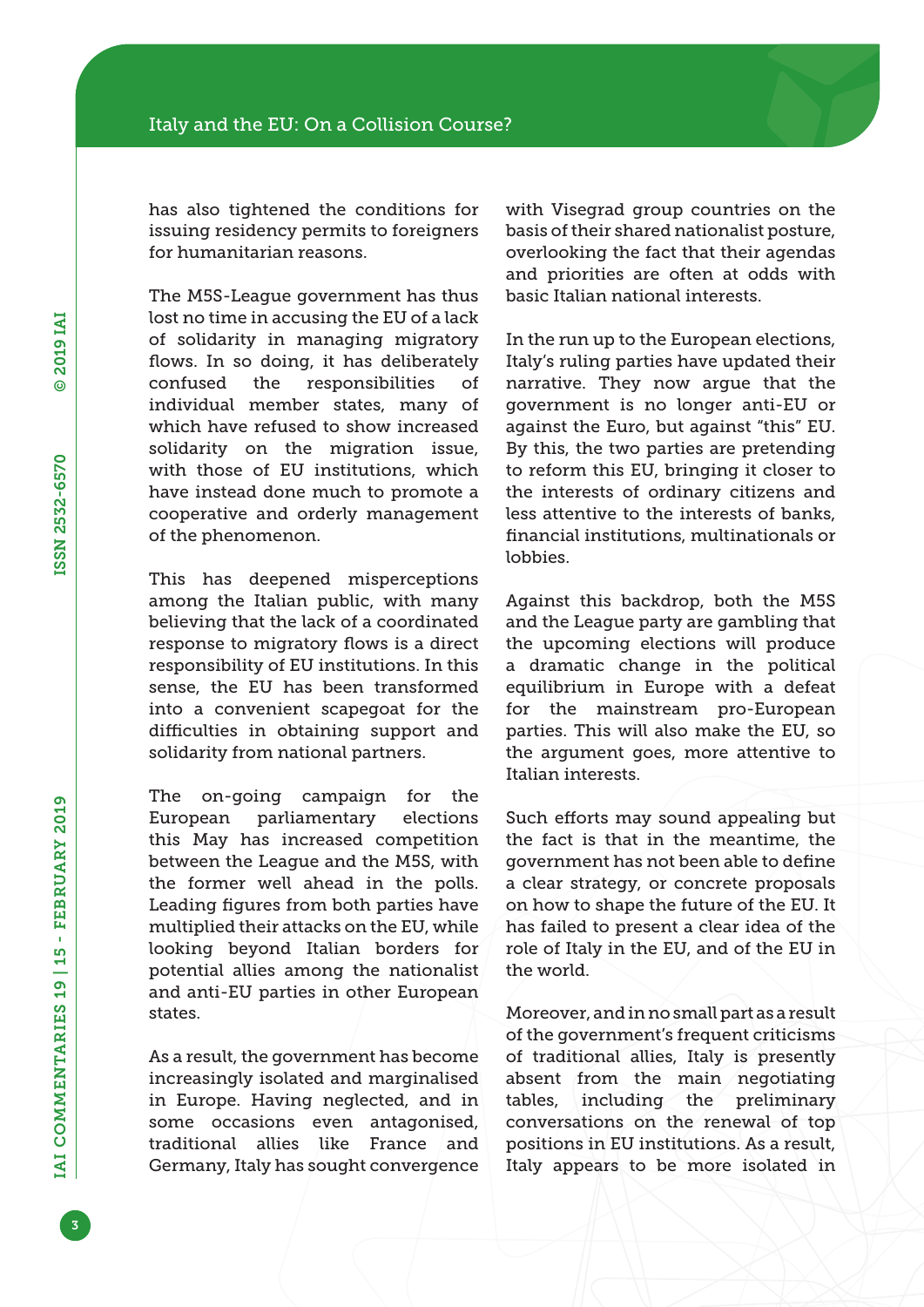has also tightened the conditions for issuing residency permits to foreigners for humanitarian reasons.

The M5S-League government has thus lost no time in accusing the EU of a lack of solidarity in managing migratory flows. In so doing, it has deliberately confused the responsibilities of individual member states, many of which have refused to show increased solidarity on the migration issue, with those of EU institutions, which have instead done much to promote a cooperative and orderly management of the phenomenon.

This has deepened misperceptions among the Italian public, with many believing that the lack of a coordinated response to migratory flows is a direct responsibility of EU institutions. In this sense, the EU has been transformed into a convenient scapegoat for the difficulties in obtaining support and solidarity from national partners.

The on-going campaign for the European parliamentary elections this May has increased competition between the League and the M5S, with the former well ahead in the polls. Leading figures from both parties have multiplied their attacks on the EU, while looking beyond Italian borders for potential allies among the nationalist and anti-EU parties in other European states.

As a result, the government has become increasingly isolated and marginalised in Europe. Having neglected, and in some occasions even antagonised, traditional allies like France and Germany, Italy has sought convergence with Visegrad group countries on the basis of their shared nationalist posture, overlooking the fact that their agendas and priorities are often at odds with basic Italian national interests.

In the run up to the European elections, Italy's ruling parties have updated their narrative. They now argue that the government is no longer anti-EU or against the Euro, but against "this" EU. By this, the two parties are pretending to reform this EU, bringing it closer to the interests of ordinary citizens and less attentive to the interests of banks, financial institutions, multinationals or lobbies.

Against this backdrop, both the M5S and the League party are gambling that the upcoming elections will produce a dramatic change in the political equilibrium in Europe with a defeat for the mainstream pro-European parties. This will also make the EU, so the argument goes, more attentive to Italian interests.

Such efforts may sound appealing but the fact is that in the meantime, the government has not been able to define a clear strategy, or concrete proposals on how to shape the future of the EU. It has failed to present a clear idea of the role of Italy in the EU, and of the EU in the world.

Moreover, and in no small part as a result of the government's frequent criticisms of traditional allies, Italy is presently absent from the main negotiating tables, including the preliminary conversations on the renewal of top positions in EU institutions. As a result, Italy appears to be more isolated in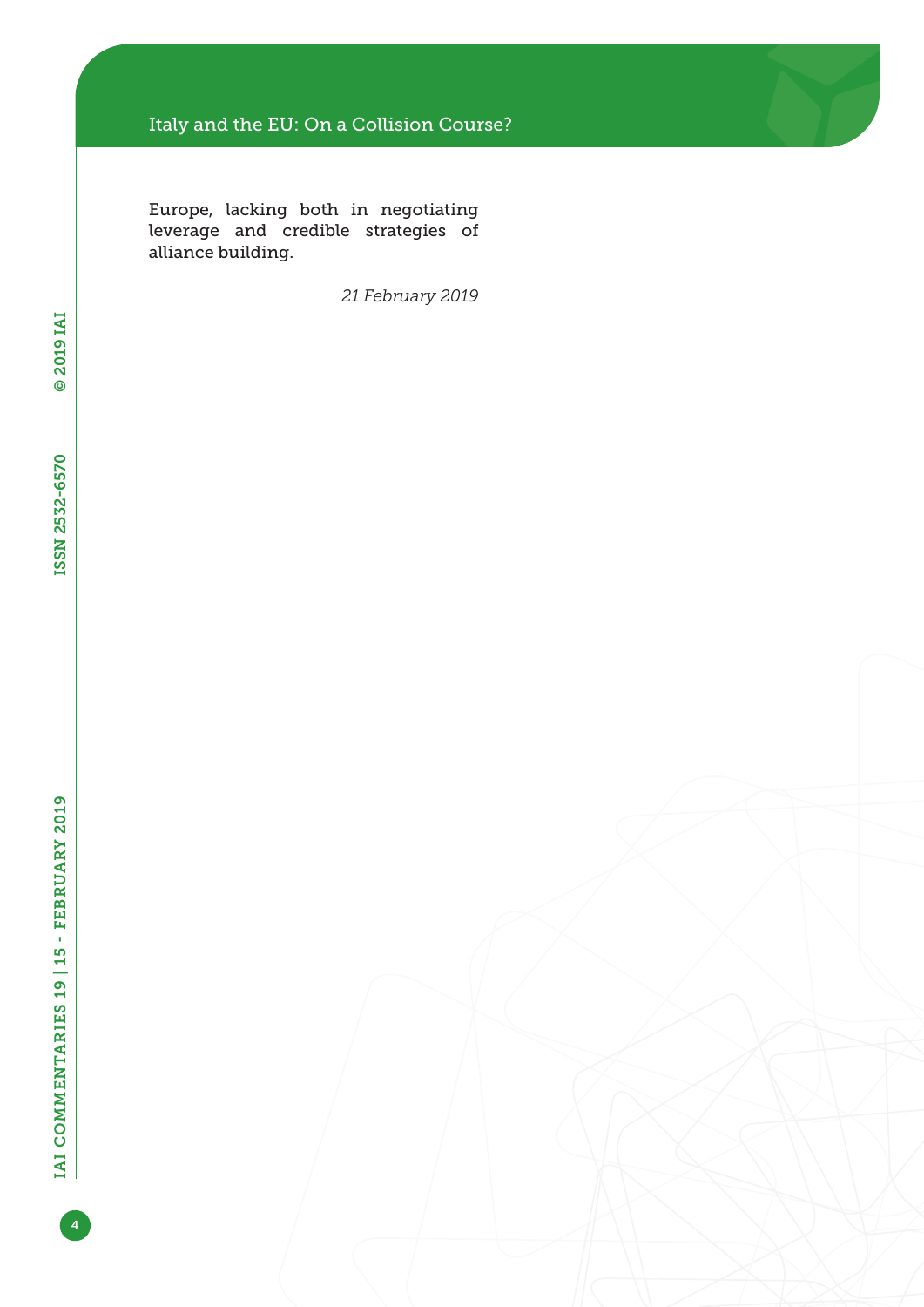Europe, lacking both in negotiating leverage and credible strategies of alliance building.

*21 February 2019*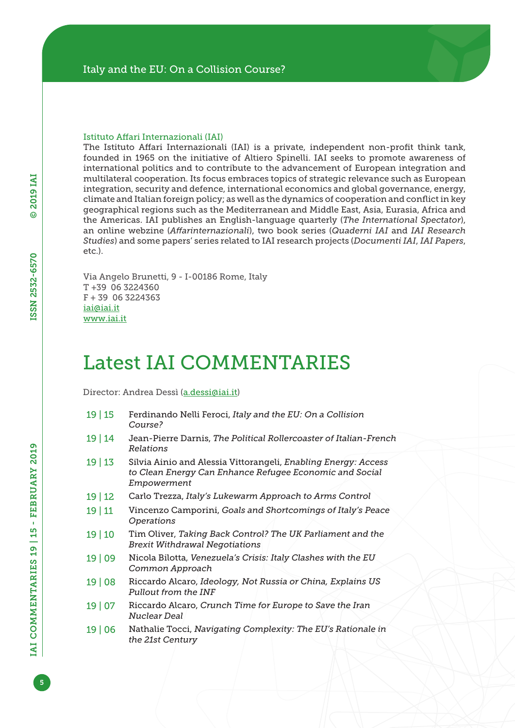Istituto Affari Internazionali (IAI)

The Istituto Affari Internazionali (IAI) is a private, independent non-profit think tank, founded in 1965 on the initiative of Altiero Spinelli. IAI seeks to promote awareness of international politics and to contribute to the advancement of European integration and multilateral cooperation. Its focus embraces topics of strategic relevance such as European integration, security and defence, international economics and global governance, energy, climate and Italian foreign policy; as well as the dynamics of cooperation and conflict in key geographical regions such as the Mediterranean and Middle East, Asia, Eurasia, Africa and the Americas. IAI publishes an English-language quarterly (*The International Spectator*), an online webzine (*Affarinternazionali*), two book series (*Quaderni IAI* and *IAI Research Studies*) and some papers' series related to IAI research projects (*Documenti IAI*, *IAI Papers*, etc.).

Via Angelo Brunetti, 9 - I-00186 Rome, Italy
T +39 06 3224360
F + 39 06 3224363
iai@iai.it
www.iai.it

# Latest IAI COMMENTARIES

Director: Andrea Dessì (a.dessi@iai.it)

| | |
|---|---|
| 19 \| 15 | Ferdinando Nelli Feroci, *Italy and the EU: On a Collision Course?* |
| 19 \| 14 | Jean-Pierre Darnis, *The Political Rollercoaster of Italian-French Relations* |
| 19 \| 13 | Silvia Ainio and Alessia Vittorangeli, *Enabling Energy: Access to Clean Energy Can Enhance Refugee Economic and Social Empowerment* |
| 19 \| 12 | Carlo Trezza, *Italy's Lukewarm Approach to Arms Control* |
| 19 \| 11 | Vincenzo Camporini, *Goals and Shortcomings of Italy's Peace Operations* |
| 19 \| 10 | Tim Oliver, *Taking Back Control? The UK Parliament and the Brexit Withdrawal Negotiations* |
| 19 \| 09 | Nicola Bilotta, *Venezuela's Crisis: Italy Clashes with the EU Common Approach* |
| 19 \| 08 | Riccardo Alcaro, *Ideology, Not Russia or China, Explains US Pullout from the INF* |
| 19 \| 07 | Riccardo Alcaro, *Crunch Time for Europe to Save the Iran Nuclear Deal* |
| 19 \| 06 | Nathalie Tocci, *Navigating Complexity: The EU's Rationale in the 21st Century* |